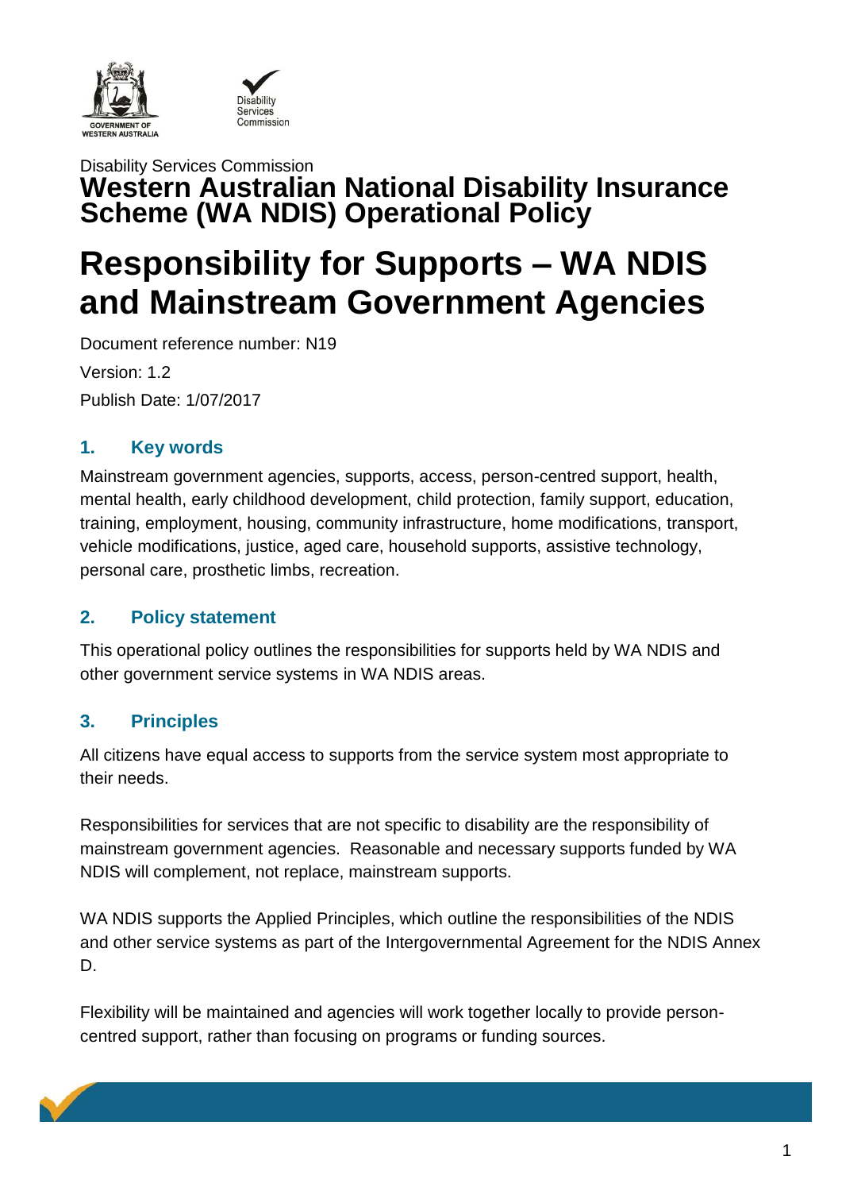Disability Services Commission

# Western Australian National Disability Insurance Scheme (WA NDIS) Operational Policy

# Responsibility for Supports – WA NDIS and Mainstream Government Agencies

Document reference number: N19

Version: 1.2

Publish Date: 1/07/2017

## 1. Key words

Mainstream government agencies, supports, access, person-centred support, health, mental health, early childhood development, child protection, family support, education, training, employment, housing, community infrastructure, home modifications, transport, vehicle modifications, justice, aged care, household supports, assistive technology, personal care, prosthetic limbs, recreation.

## 2. Policy statement

This operational policy outlines the responsibilities for supports held by WA NDIS and other government service systems in WA NDIS areas.

## 3. Principles

All citizens have equal access to supports from the service system most appropriate to their needs.

Responsibilities for services that are not specific to disability are the responsibility of mainstream government agencies. Reasonable and necessary supports funded by WA NDIS will complement, not replace, mainstream supports.

WA NDIS supports the Applied Principles, which outline the responsibilities of the NDIS and other service systems as part of the Intergovernmental Agreement for the NDIS Annex D.

Flexibility will be maintained and agencies will work together locally to provide person-centred support, rather than focusing on programs or funding sources.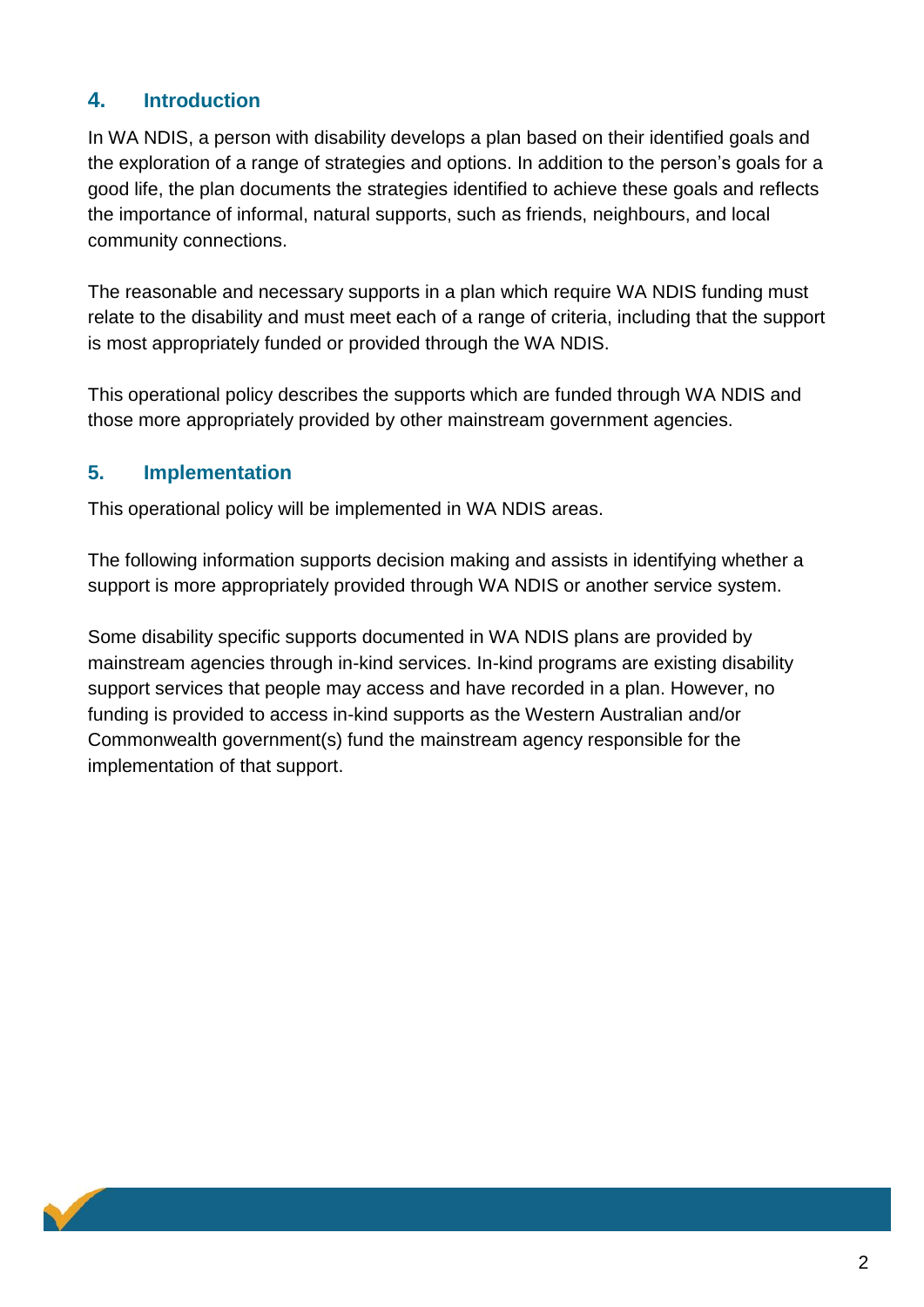## 4. Introduction

In WA NDIS, a person with disability develops a plan based on their identified goals and the exploration of a range of strategies and options. In addition to the person's goals for a good life, the plan documents the strategies identified to achieve these goals and reflects the importance of informal, natural supports, such as friends, neighbours, and local community connections.

The reasonable and necessary supports in a plan which require WA NDIS funding must relate to the disability and must meet each of a range of criteria, including that the support is most appropriately funded or provided through the WA NDIS.

This operational policy describes the supports which are funded through WA NDIS and those more appropriately provided by other mainstream government agencies.

## 5. Implementation

This operational policy will be implemented in WA NDIS areas.

The following information supports decision making and assists in identifying whether a support is more appropriately provided through WA NDIS or another service system.

Some disability specific supports documented in WA NDIS plans are provided by mainstream agencies through in-kind services. In-kind programs are existing disability support services that people may access and have recorded in a plan. However, no funding is provided to access in-kind supports as the Western Australian and/or Commonwealth government(s) fund the mainstream agency responsible for the implementation of that support.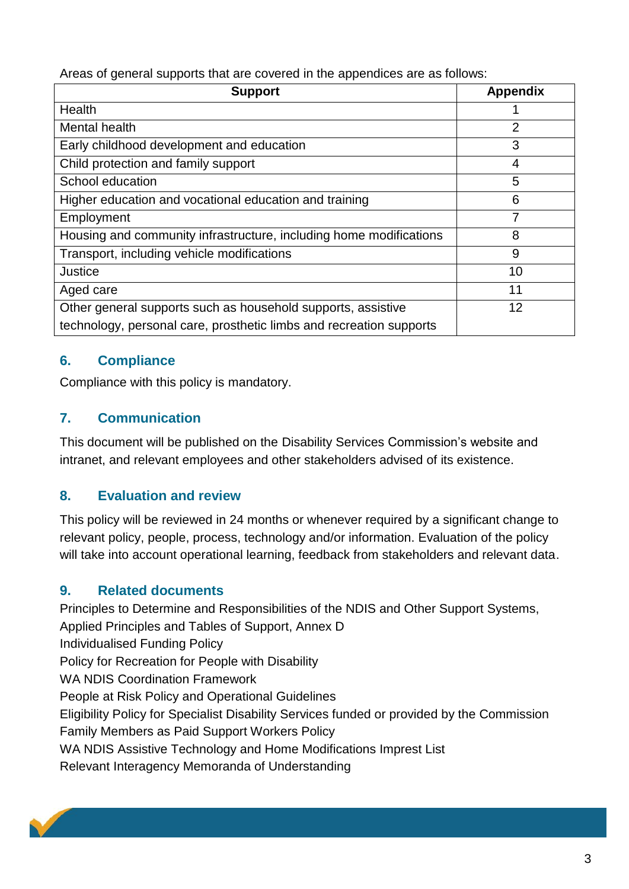Areas of general supports that are covered in the appendices are as follows:

| Support | Appendix |
|---|---|
| Health | 1 |
| Mental health | 2 |
| Early childhood development and education | 3 |
| Child protection and family support | 4 |
| School education | 5 |
| Higher education and vocational education and training | 6 |
| Employment | 7 |
| Housing and community infrastructure, including home modifications | 8 |
| Transport, including vehicle modifications | 9 |
| Justice | 10 |
| Aged care | 11 |
| Other general supports such as household supports, assistive technology, personal care, prosthetic limbs and recreation supports | 12 |

## 6. Compliance

Compliance with this policy is mandatory.

## 7. Communication

This document will be published on the Disability Services Commission's website and intranet, and relevant employees and other stakeholders advised of its existence.

## 8. Evaluation and review

This policy will be reviewed in 24 months or whenever required by a significant change to relevant policy, people, process, technology and/or information. Evaluation of the policy will take into account operational learning, feedback from stakeholders and relevant data.

## 9. Related documents

Principles to Determine and Responsibilities of the NDIS and Other Support Systems, Applied Principles and Tables of Support, Annex D
Individualised Funding Policy
Policy for Recreation for People with Disability
WA NDIS Coordination Framework
People at Risk Policy and Operational Guidelines
Eligibility Policy for Specialist Disability Services funded or provided by the Commission
Family Members as Paid Support Workers Policy
WA NDIS Assistive Technology and Home Modifications Imprest List
Relevant Interagency Memoranda of Understanding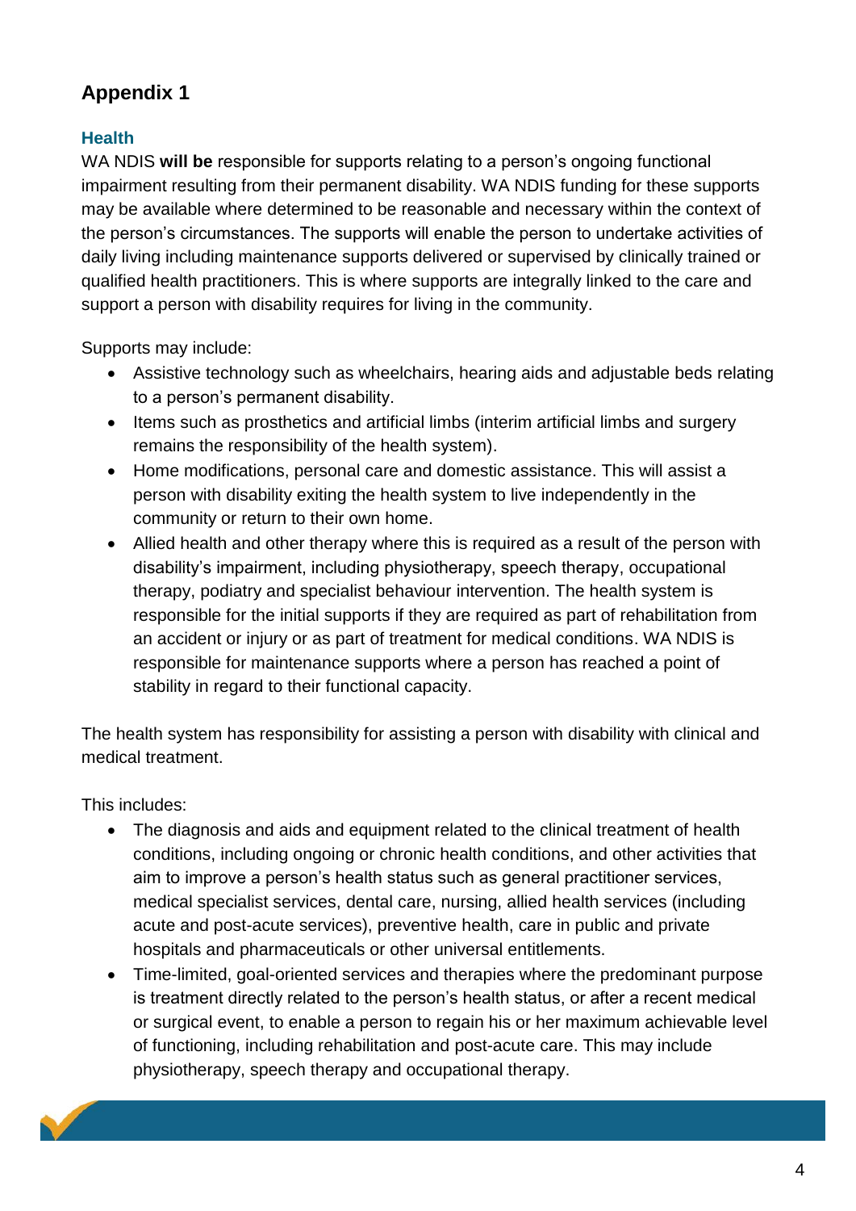# Appendix 1

## Health

WA NDIS **will be** responsible for supports relating to a person's ongoing functional impairment resulting from their permanent disability. WA NDIS funding for these supports may be available where determined to be reasonable and necessary within the context of the person's circumstances. The supports will enable the person to undertake activities of daily living including maintenance supports delivered or supervised by clinically trained or qualified health practitioners. This is where supports are integrally linked to the care and support a person with disability requires for living in the community.

Supports may include:

- Assistive technology such as wheelchairs, hearing aids and adjustable beds relating to a person's permanent disability.
- Items such as prosthetics and artificial limbs (interim artificial limbs and surgery remains the responsibility of the health system).
- Home modifications, personal care and domestic assistance. This will assist a person with disability exiting the health system to live independently in the community or return to their own home.
- Allied health and other therapy where this is required as a result of the person with disability's impairment, including physiotherapy, speech therapy, occupational therapy, podiatry and specialist behaviour intervention. The health system is responsible for the initial supports if they are required as part of rehabilitation from an accident or injury or as part of treatment for medical conditions. WA NDIS is responsible for maintenance supports where a person has reached a point of stability in regard to their functional capacity.

The health system has responsibility for assisting a person with disability with clinical and medical treatment.

This includes:

- The diagnosis and aids and equipment related to the clinical treatment of health conditions, including ongoing or chronic health conditions, and other activities that aim to improve a person's health status such as general practitioner services, medical specialist services, dental care, nursing, allied health services (including acute and post-acute services), preventive health, care in public and private hospitals and pharmaceuticals or other universal entitlements.
- Time-limited, goal-oriented services and therapies where the predominant purpose is treatment directly related to the person's health status, or after a recent medical or surgical event, to enable a person to regain his or her maximum achievable level of functioning, including rehabilitation and post-acute care. This may include physiotherapy, speech therapy and occupational therapy.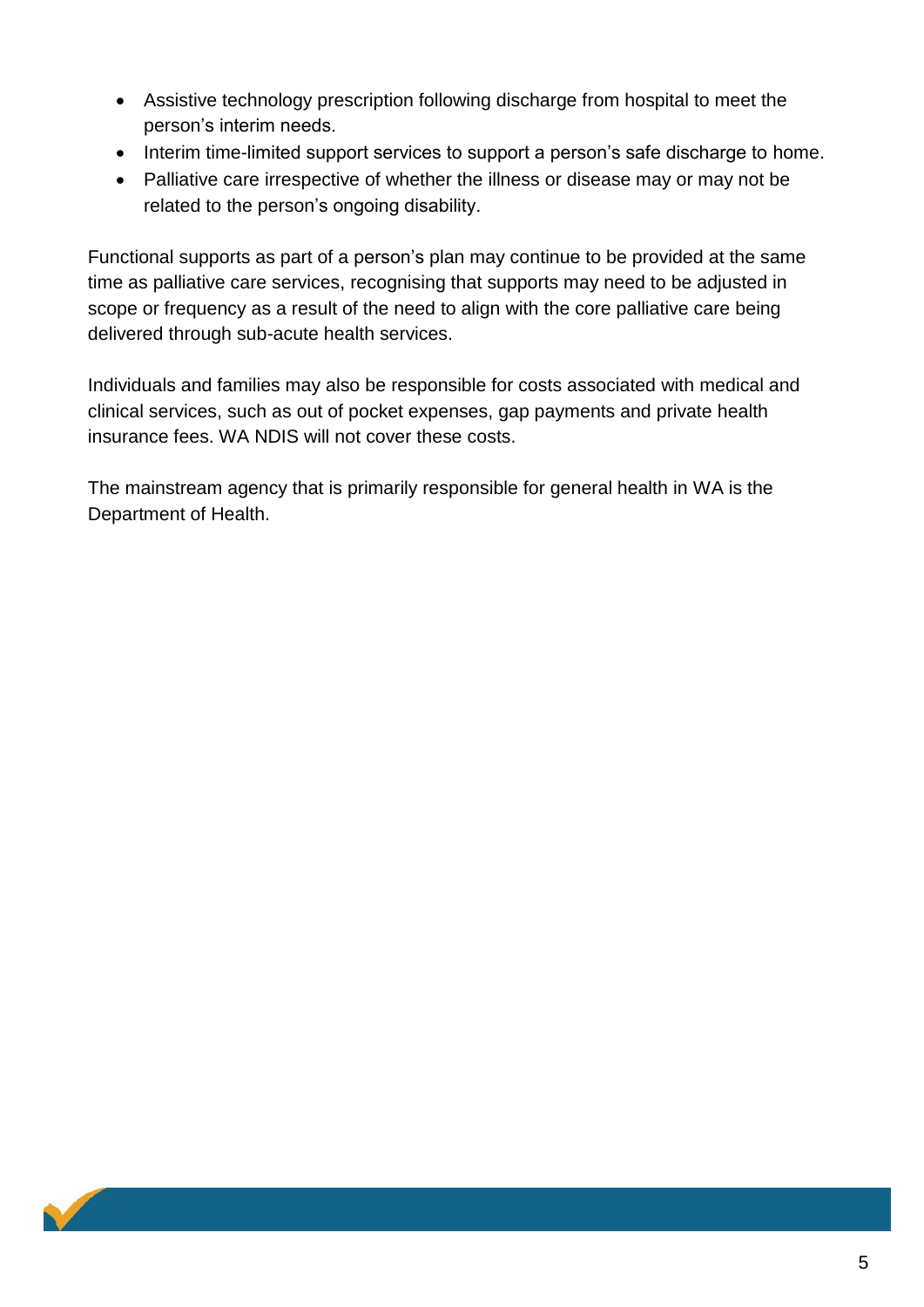- Assistive technology prescription following discharge from hospital to meet the person's interim needs.
- Interim time-limited support services to support a person's safe discharge to home.
- Palliative care irrespective of whether the illness or disease may or may not be related to the person's ongoing disability.

Functional supports as part of a person's plan may continue to be provided at the same time as palliative care services, recognising that supports may need to be adjusted in scope or frequency as a result of the need to align with the core palliative care being delivered through sub-acute health services.

Individuals and families may also be responsible for costs associated with medical and clinical services, such as out of pocket expenses, gap payments and private health insurance fees. WA NDIS will not cover these costs.

The mainstream agency that is primarily responsible for general health in WA is the Department of Health.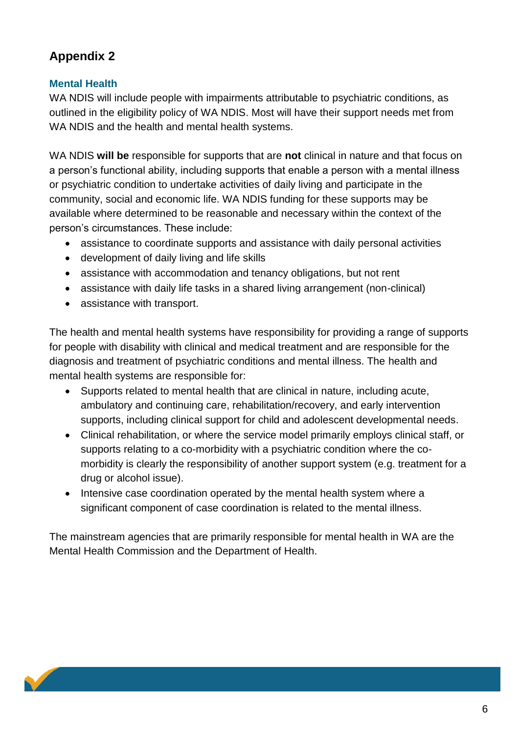## Appendix 2

### Mental Health

WA NDIS will include people with impairments attributable to psychiatric conditions, as outlined in the eligibility policy of WA NDIS. Most will have their support needs met from WA NDIS and the health and mental health systems.

WA NDIS **will be** responsible for supports that are **not** clinical in nature and that focus on a person's functional ability, including supports that enable a person with a mental illness or psychiatric condition to undertake activities of daily living and participate in the community, social and economic life. WA NDIS funding for these supports may be available where determined to be reasonable and necessary within the context of the person's circumstances. These include:

- assistance to coordinate supports and assistance with daily personal activities
- development of daily living and life skills
- assistance with accommodation and tenancy obligations, but not rent
- assistance with daily life tasks in a shared living arrangement (non-clinical)
- assistance with transport.

The health and mental health systems have responsibility for providing a range of supports for people with disability with clinical and medical treatment and are responsible for the diagnosis and treatment of psychiatric conditions and mental illness. The health and mental health systems are responsible for:

- Supports related to mental health that are clinical in nature, including acute, ambulatory and continuing care, rehabilitation/recovery, and early intervention supports, including clinical support for child and adolescent developmental needs.
- Clinical rehabilitation, or where the service model primarily employs clinical staff, or supports relating to a co-morbidity with a psychiatric condition where the co-morbidity is clearly the responsibility of another support system (e.g. treatment for a drug or alcohol issue).
- Intensive case coordination operated by the mental health system where a significant component of case coordination is related to the mental illness.

The mainstream agencies that are primarily responsible for mental health in WA are the Mental Health Commission and the Department of Health.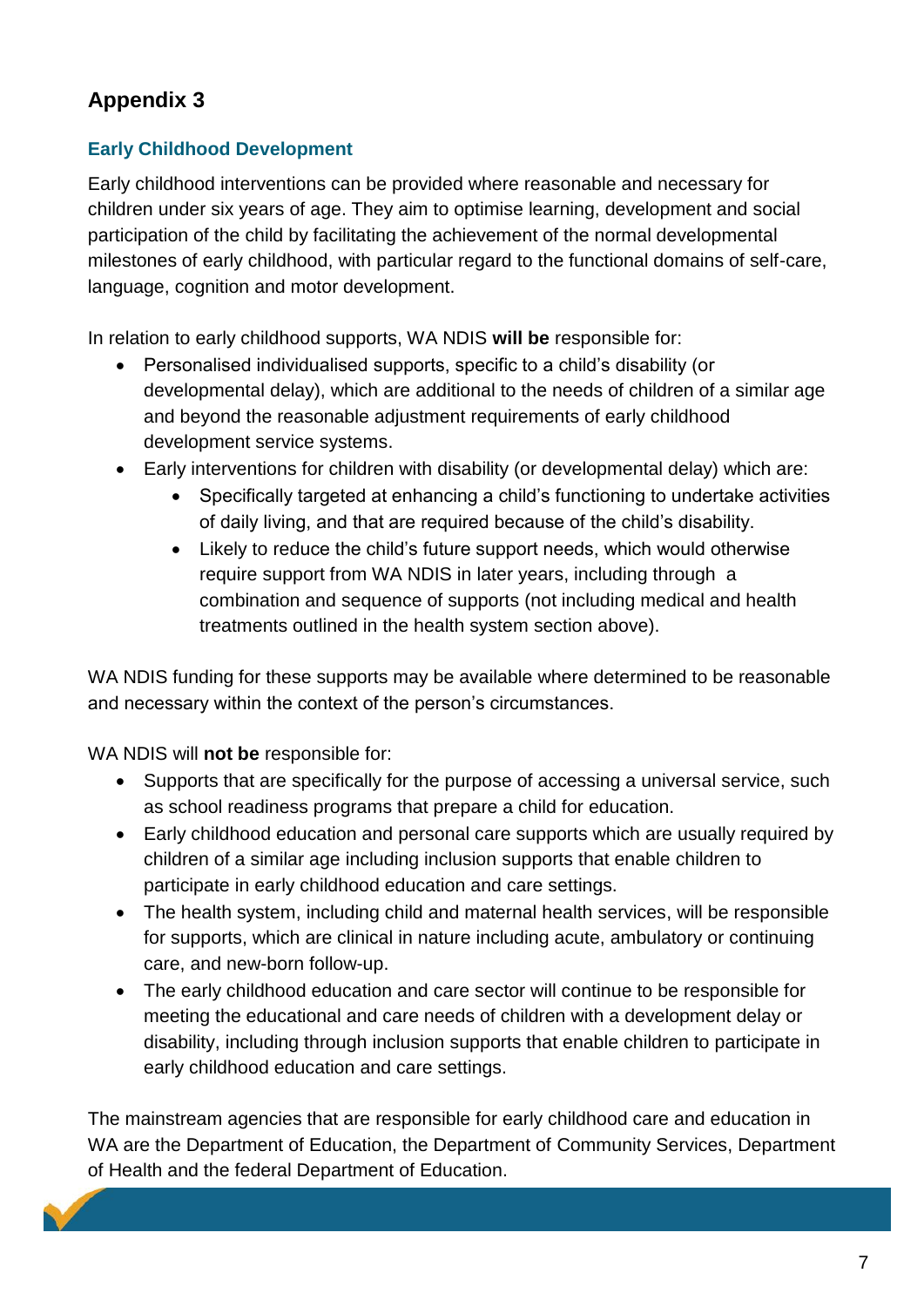# Appendix 3

## Early Childhood Development

Early childhood interventions can be provided where reasonable and necessary for children under six years of age. They aim to optimise learning, development and social participation of the child by facilitating the achievement of the normal developmental milestones of early childhood, with particular regard to the functional domains of self-care, language, cognition and motor development.

In relation to early childhood supports, WA NDIS **will be** responsible for:

- Personalised individualised supports, specific to a child's disability (or developmental delay), which are additional to the needs of children of a similar age and beyond the reasonable adjustment requirements of early childhood development service systems.
- Early interventions for children with disability (or developmental delay) which are:
  - Specifically targeted at enhancing a child's functioning to undertake activities of daily living, and that are required because of the child's disability.
  - Likely to reduce the child's future support needs, which would otherwise require support from WA NDIS in later years, including through a combination and sequence of supports (not including medical and health treatments outlined in the health system section above).

WA NDIS funding for these supports may be available where determined to be reasonable and necessary within the context of the person's circumstances.

WA NDIS will **not be** responsible for:

- Supports that are specifically for the purpose of accessing a universal service, such as school readiness programs that prepare a child for education.
- Early childhood education and personal care supports which are usually required by children of a similar age including inclusion supports that enable children to participate in early childhood education and care settings.
- The health system, including child and maternal health services, will be responsible for supports, which are clinical in nature including acute, ambulatory or continuing care, and new-born follow-up.
- The early childhood education and care sector will continue to be responsible for meeting the educational and care needs of children with a development delay or disability, including through inclusion supports that enable children to participate in early childhood education and care settings.

The mainstream agencies that are responsible for early childhood care and education in WA are the Department of Education, the Department of Community Services, Department of Health and the federal Department of Education.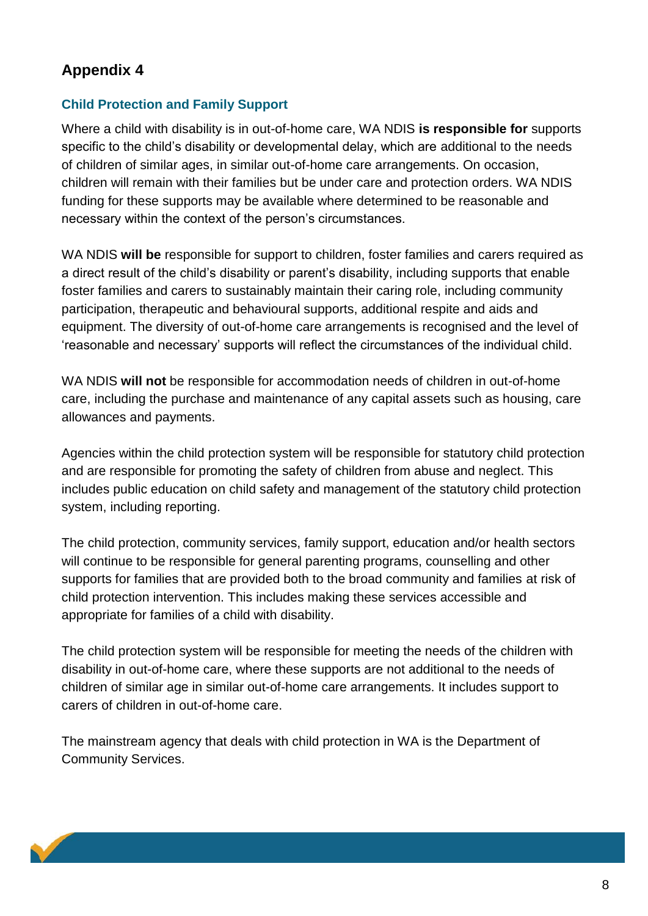## Appendix 4

### Child Protection and Family Support

Where a child with disability is in out-of-home care, WA NDIS **is responsible for** supports specific to the child's disability or developmental delay, which are additional to the needs of children of similar ages, in similar out-of-home care arrangements. On occasion, children will remain with their families but be under care and protection orders. WA NDIS funding for these supports may be available where determined to be reasonable and necessary within the context of the person's circumstances.

WA NDIS **will be** responsible for support to children, foster families and carers required as a direct result of the child's disability or parent's disability, including supports that enable foster families and carers to sustainably maintain their caring role, including community participation, therapeutic and behavioural supports, additional respite and aids and equipment. The diversity of out-of-home care arrangements is recognised and the level of 'reasonable and necessary' supports will reflect the circumstances of the individual child.

WA NDIS **will not** be responsible for accommodation needs of children in out-of-home care, including the purchase and maintenance of any capital assets such as housing, care allowances and payments.

Agencies within the child protection system will be responsible for statutory child protection and are responsible for promoting the safety of children from abuse and neglect. This includes public education on child safety and management of the statutory child protection system, including reporting.

The child protection, community services, family support, education and/or health sectors will continue to be responsible for general parenting programs, counselling and other supports for families that are provided both to the broad community and families at risk of child protection intervention. This includes making these services accessible and appropriate for families of a child with disability.

The child protection system will be responsible for meeting the needs of the children with disability in out-of-home care, where these supports are not additional to the needs of children of similar age in similar out-of-home care arrangements. It includes support to carers of children in out-of-home care.

The mainstream agency that deals with child protection in WA is the Department of Community Services.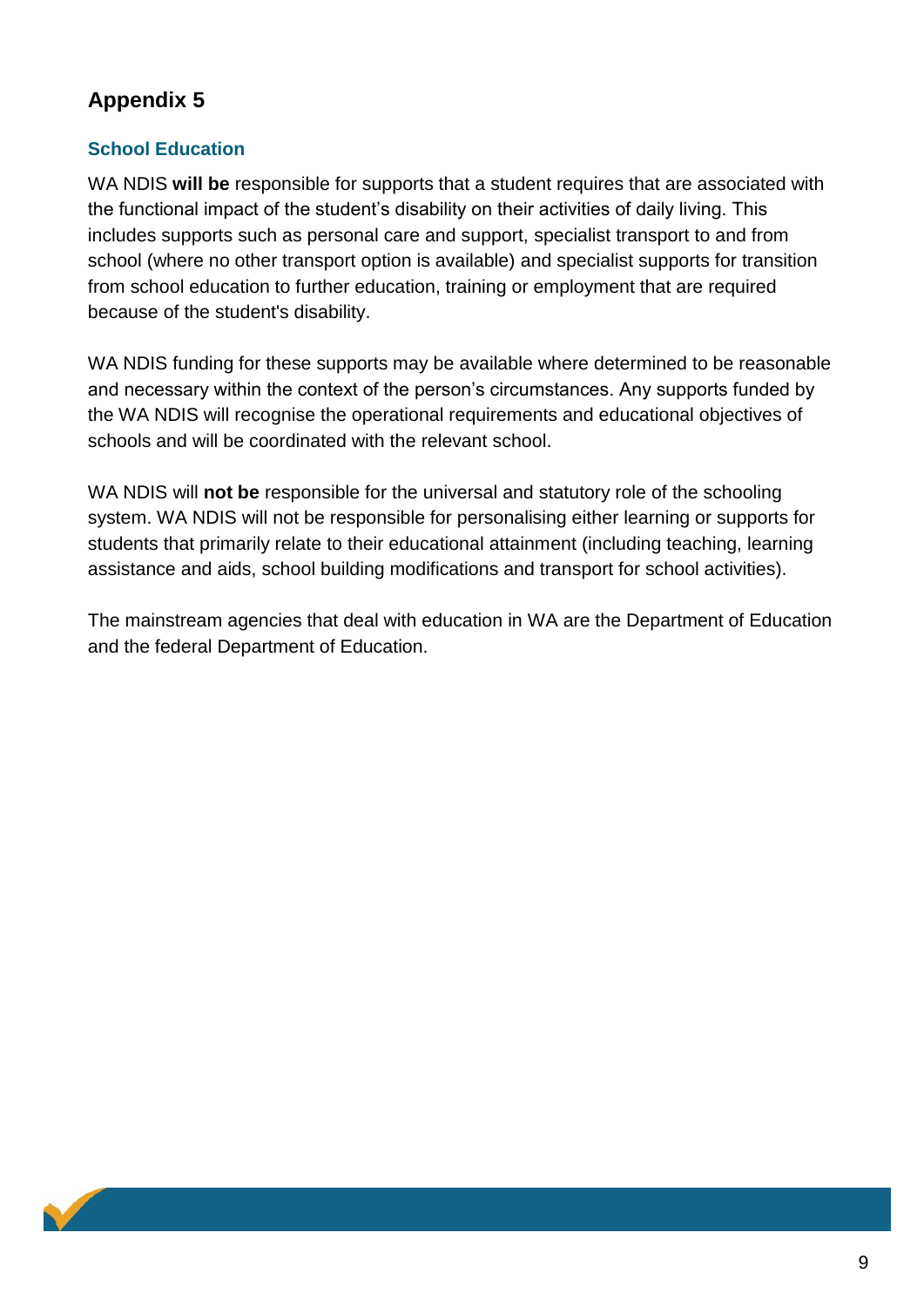## Appendix 5

### School Education

WA NDIS **will be** responsible for supports that a student requires that are associated with the functional impact of the student's disability on their activities of daily living. This includes supports such as personal care and support, specialist transport to and from school (where no other transport option is available) and specialist supports for transition from school education to further education, training or employment that are required because of the student's disability.

WA NDIS funding for these supports may be available where determined to be reasonable and necessary within the context of the person's circumstances. Any supports funded by the WA NDIS will recognise the operational requirements and educational objectives of schools and will be coordinated with the relevant school.

WA NDIS will **not be** responsible for the universal and statutory role of the schooling system. WA NDIS will not be responsible for personalising either learning or supports for students that primarily relate to their educational attainment (including teaching, learning assistance and aids, school building modifications and transport for school activities).

The mainstream agencies that deal with education in WA are the Department of Education and the federal Department of Education.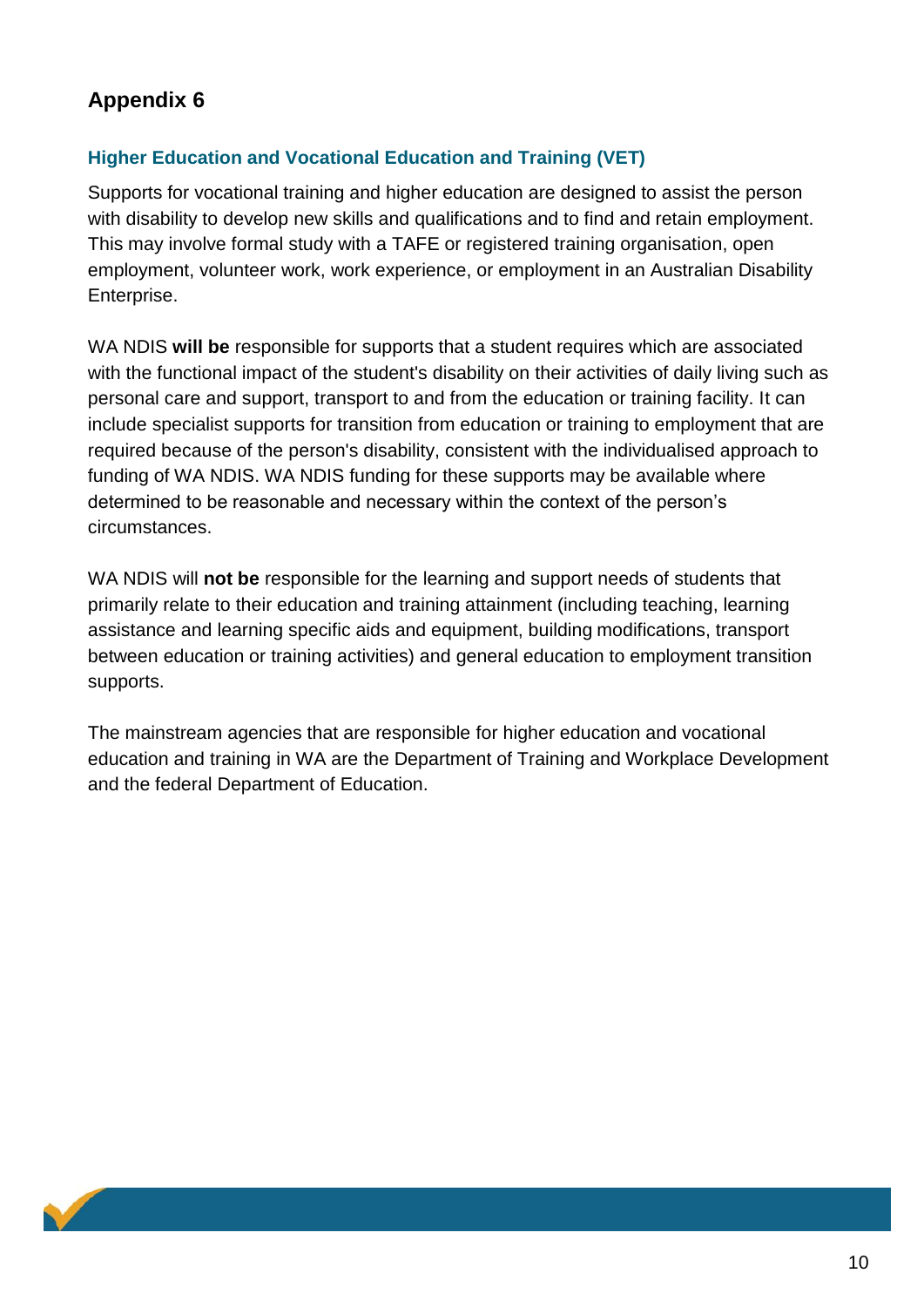## Appendix 6

### Higher Education and Vocational Education and Training (VET)

Supports for vocational training and higher education are designed to assist the person with disability to develop new skills and qualifications and to find and retain employment. This may involve formal study with a TAFE or registered training organisation, open employment, volunteer work, work experience, or employment in an Australian Disability Enterprise.

WA NDIS **will be** responsible for supports that a student requires which are associated with the functional impact of the student's disability on their activities of daily living such as personal care and support, transport to and from the education or training facility. It can include specialist supports for transition from education or training to employment that are required because of the person's disability, consistent with the individualised approach to funding of WA NDIS. WA NDIS funding for these supports may be available where determined to be reasonable and necessary within the context of the person's circumstances.

WA NDIS will **not be** responsible for the learning and support needs of students that primarily relate to their education and training attainment (including teaching, learning assistance and learning specific aids and equipment, building modifications, transport between education or training activities) and general education to employment transition supports.

The mainstream agencies that are responsible for higher education and vocational education and training in WA are the Department of Training and Workplace Development and the federal Department of Education.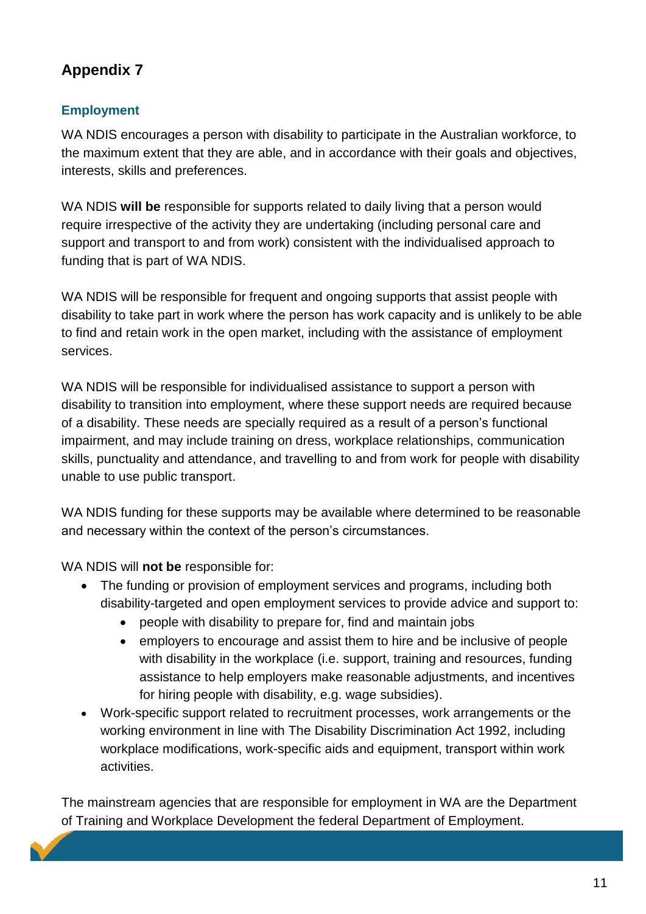# Appendix 7

## Employment

WA NDIS encourages a person with disability to participate in the Australian workforce, to the maximum extent that they are able, and in accordance with their goals and objectives, interests, skills and preferences.

WA NDIS **will be** responsible for supports related to daily living that a person would require irrespective of the activity they are undertaking (including personal care and support and transport to and from work) consistent with the individualised approach to funding that is part of WA NDIS.

WA NDIS will be responsible for frequent and ongoing supports that assist people with disability to take part in work where the person has work capacity and is unlikely to be able to find and retain work in the open market, including with the assistance of employment services.

WA NDIS will be responsible for individualised assistance to support a person with disability to transition into employment, where these support needs are required because of a disability. These needs are specially required as a result of a person's functional impairment, and may include training on dress, workplace relationships, communication skills, punctuality and attendance, and travelling to and from work for people with disability unable to use public transport.

WA NDIS funding for these supports may be available where determined to be reasonable and necessary within the context of the person's circumstances.

WA NDIS will **not be** responsible for:

- The funding or provision of employment services and programs, including both disability-targeted and open employment services to provide advice and support to:
    - people with disability to prepare for, find and maintain jobs
    - employers to encourage and assist them to hire and be inclusive of people with disability in the workplace (i.e. support, training and resources, funding assistance to help employers make reasonable adjustments, and incentives for hiring people with disability, e.g. wage subsidies).
- Work-specific support related to recruitment processes, work arrangements or the working environment in line with The Disability Discrimination Act 1992, including workplace modifications, work-specific aids and equipment, transport within work activities.

The mainstream agencies that are responsible for employment in WA are the Department of Training and Workplace Development the federal Department of Employment.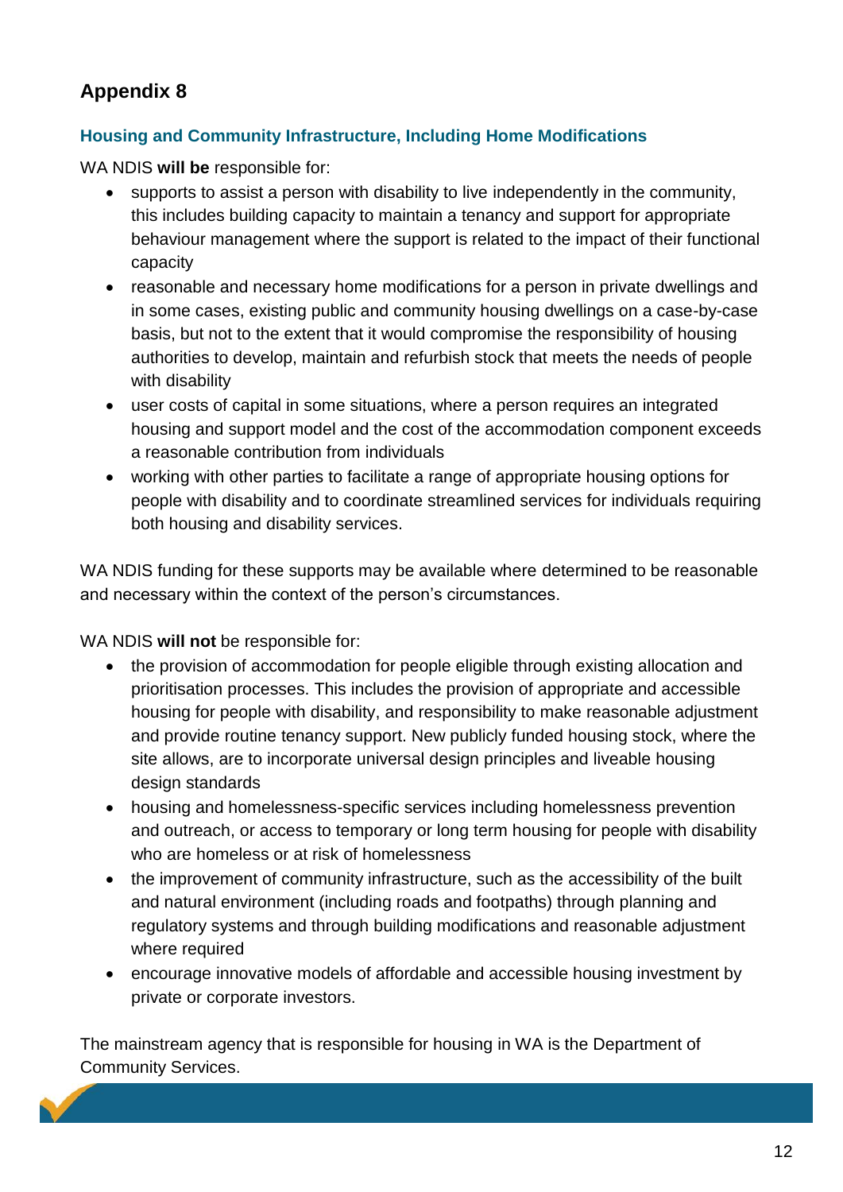# Appendix 8

### Housing and Community Infrastructure, Including Home Modifications

WA NDIS **will be** responsible for:

- supports to assist a person with disability to live independently in the community, this includes building capacity to maintain a tenancy and support for appropriate behaviour management where the support is related to the impact of their functional capacity
- reasonable and necessary home modifications for a person in private dwellings and in some cases, existing public and community housing dwellings on a case-by-case basis, but not to the extent that it would compromise the responsibility of housing authorities to develop, maintain and refurbish stock that meets the needs of people with disability
- user costs of capital in some situations, where a person requires an integrated housing and support model and the cost of the accommodation component exceeds a reasonable contribution from individuals
- working with other parties to facilitate a range of appropriate housing options for people with disability and to coordinate streamlined services for individuals requiring both housing and disability services.

WA NDIS funding for these supports may be available where determined to be reasonable and necessary within the context of the person's circumstances.

WA NDIS **will not** be responsible for:

- the provision of accommodation for people eligible through existing allocation and prioritisation processes. This includes the provision of appropriate and accessible housing for people with disability, and responsibility to make reasonable adjustment and provide routine tenancy support. New publicly funded housing stock, where the site allows, are to incorporate universal design principles and liveable housing design standards
- housing and homelessness-specific services including homelessness prevention and outreach, or access to temporary or long term housing for people with disability who are homeless or at risk of homelessness
- the improvement of community infrastructure, such as the accessibility of the built and natural environment (including roads and footpaths) through planning and regulatory systems and through building modifications and reasonable adjustment where required
- encourage innovative models of affordable and accessible housing investment by private or corporate investors.

The mainstream agency that is responsible for housing in WA is the Department of Community Services.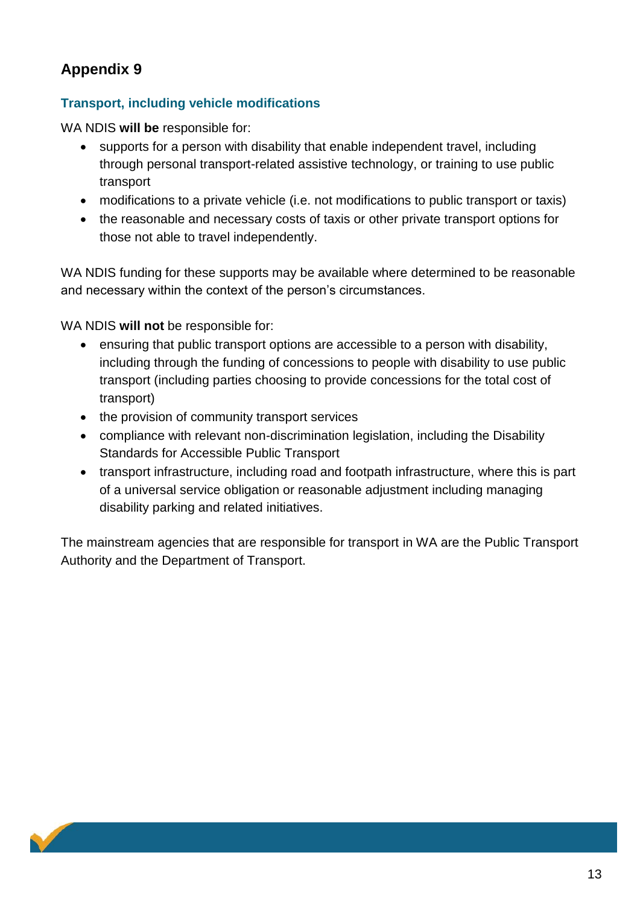## Appendix 9

### Transport, including vehicle modifications

WA NDIS **will be** responsible for:

- supports for a person with disability that enable independent travel, including through personal transport-related assistive technology, or training to use public transport
- modifications to a private vehicle (i.e. not modifications to public transport or taxis)
- the reasonable and necessary costs of taxis or other private transport options for those not able to travel independently.

WA NDIS funding for these supports may be available where determined to be reasonable and necessary within the context of the person's circumstances.

WA NDIS **will not** be responsible for:

- ensuring that public transport options are accessible to a person with disability, including through the funding of concessions to people with disability to use public transport (including parties choosing to provide concessions for the total cost of transport)
- the provision of community transport services
- compliance with relevant non-discrimination legislation, including the Disability Standards for Accessible Public Transport
- transport infrastructure, including road and footpath infrastructure, where this is part of a universal service obligation or reasonable adjustment including managing disability parking and related initiatives.

The mainstream agencies that are responsible for transport in WA are the Public Transport Authority and the Department of Transport.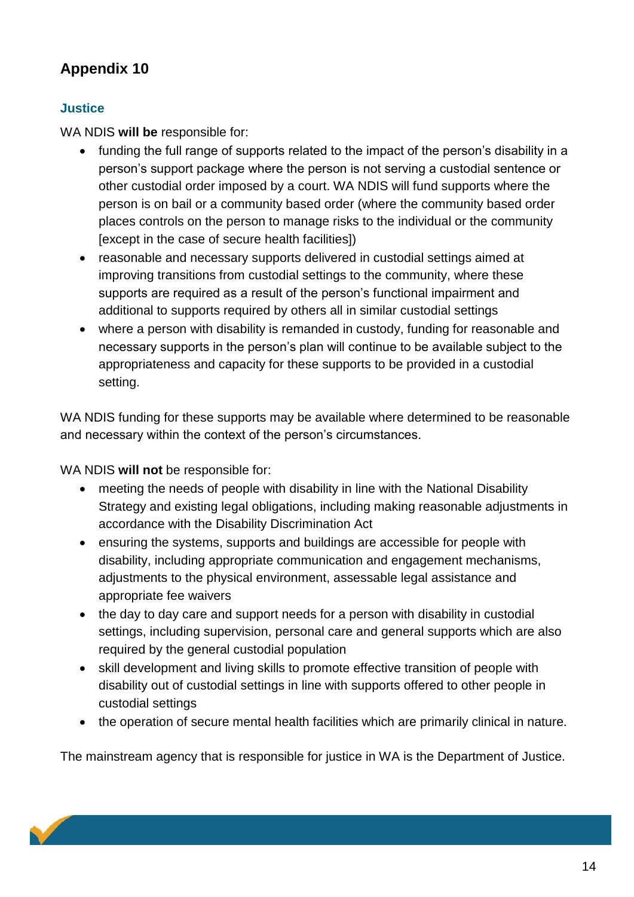# Appendix 10

## Justice

WA NDIS **will be** responsible for:

- funding the full range of supports related to the impact of the person's disability in a person's support package where the person is not serving a custodial sentence or other custodial order imposed by a court. WA NDIS will fund supports where the person is on bail or a community based order (where the community based order places controls on the person to manage risks to the individual or the community [except in the case of secure health facilities])
- reasonable and necessary supports delivered in custodial settings aimed at improving transitions from custodial settings to the community, where these supports are required as a result of the person's functional impairment and additional to supports required by others all in similar custodial settings
- where a person with disability is remanded in custody, funding for reasonable and necessary supports in the person's plan will continue to be available subject to the appropriateness and capacity for these supports to be provided in a custodial setting.

WA NDIS funding for these supports may be available where determined to be reasonable and necessary within the context of the person's circumstances.

WA NDIS **will not** be responsible for:

- meeting the needs of people with disability in line with the National Disability Strategy and existing legal obligations, including making reasonable adjustments in accordance with the Disability Discrimination Act
- ensuring the systems, supports and buildings are accessible for people with disability, including appropriate communication and engagement mechanisms, adjustments to the physical environment, assessable legal assistance and appropriate fee waivers
- the day to day care and support needs for a person with disability in custodial settings, including supervision, personal care and general supports which are also required by the general custodial population
- skill development and living skills to promote effective transition of people with disability out of custodial settings in line with supports offered to other people in custodial settings
- the operation of secure mental health facilities which are primarily clinical in nature.

The mainstream agency that is responsible for justice in WA is the Department of Justice.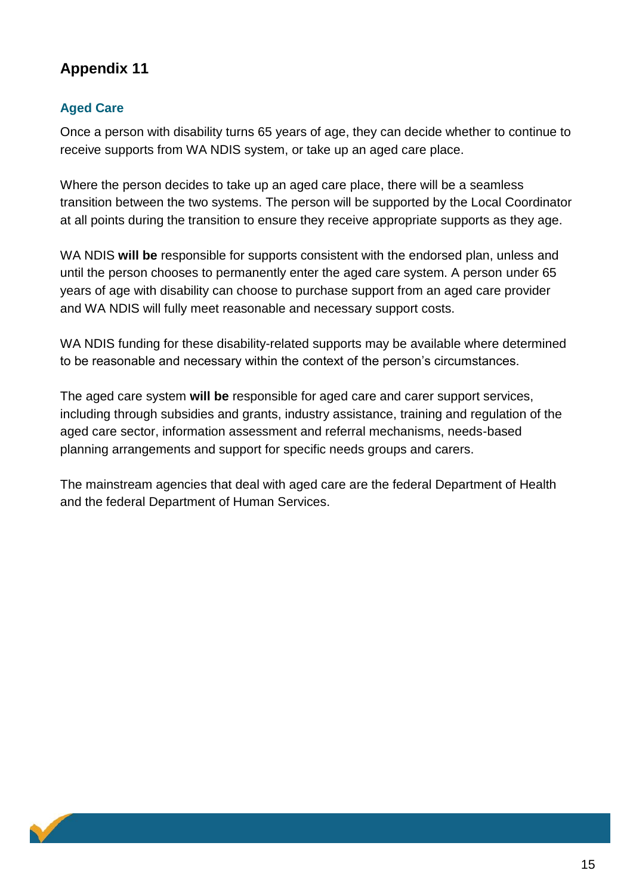## Appendix 11

### Aged Care

Once a person with disability turns 65 years of age, they can decide whether to continue to receive supports from WA NDIS system, or take up an aged care place.

Where the person decides to take up an aged care place, there will be a seamless transition between the two systems. The person will be supported by the Local Coordinator at all points during the transition to ensure they receive appropriate supports as they age.

WA NDIS **will be** responsible for supports consistent with the endorsed plan, unless and until the person chooses to permanently enter the aged care system. A person under 65 years of age with disability can choose to purchase support from an aged care provider and WA NDIS will fully meet reasonable and necessary support costs.

WA NDIS funding for these disability-related supports may be available where determined to be reasonable and necessary within the context of the person's circumstances.

The aged care system **will be** responsible for aged care and carer support services, including through subsidies and grants, industry assistance, training and regulation of the aged care sector, information assessment and referral mechanisms, needs-based planning arrangements and support for specific needs groups and carers.

The mainstream agencies that deal with aged care are the federal Department of Health and the federal Department of Human Services.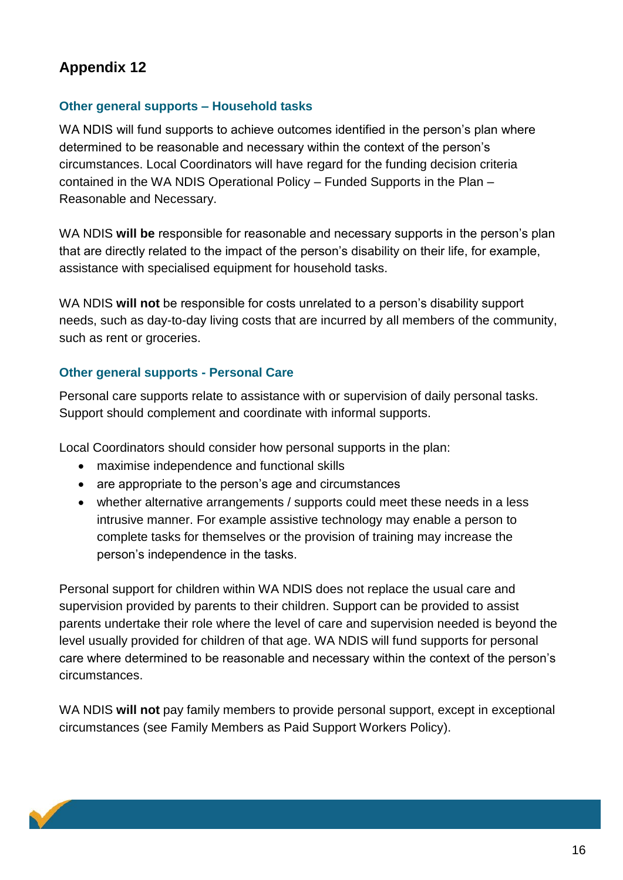## Appendix 12

### Other general supports – Household tasks

WA NDIS will fund supports to achieve outcomes identified in the person's plan where determined to be reasonable and necessary within the context of the person's circumstances. Local Coordinators will have regard for the funding decision criteria contained in the WA NDIS Operational Policy – Funded Supports in the Plan – Reasonable and Necessary.

WA NDIS **will be** responsible for reasonable and necessary supports in the person's plan that are directly related to the impact of the person's disability on their life, for example, assistance with specialised equipment for household tasks.

WA NDIS **will not** be responsible for costs unrelated to a person's disability support needs, such as day-to-day living costs that are incurred by all members of the community, such as rent or groceries.

### Other general supports - Personal Care

Personal care supports relate to assistance with or supervision of daily personal tasks. Support should complement and coordinate with informal supports.

Local Coordinators should consider how personal supports in the plan:

- maximise independence and functional skills
- are appropriate to the person's age and circumstances
- whether alternative arrangements / supports could meet these needs in a less intrusive manner. For example assistive technology may enable a person to complete tasks for themselves or the provision of training may increase the person's independence in the tasks.

Personal support for children within WA NDIS does not replace the usual care and supervision provided by parents to their children. Support can be provided to assist parents undertake their role where the level of care and supervision needed is beyond the level usually provided for children of that age. WA NDIS will fund supports for personal care where determined to be reasonable and necessary within the context of the person's circumstances.

WA NDIS **will not** pay family members to provide personal support, except in exceptional circumstances (see Family Members as Paid Support Workers Policy).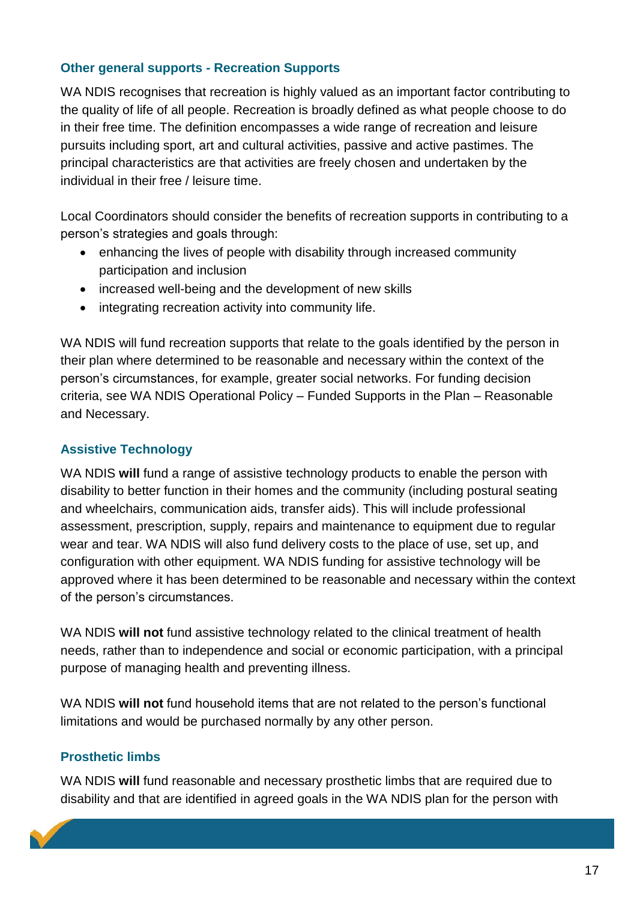### Other general supports - Recreation Supports

WA NDIS recognises that recreation is highly valued as an important factor contributing to the quality of life of all people. Recreation is broadly defined as what people choose to do in their free time. The definition encompasses a wide range of recreation and leisure pursuits including sport, art and cultural activities, passive and active pastimes. The principal characteristics are that activities are freely chosen and undertaken by the individual in their free / leisure time.

Local Coordinators should consider the benefits of recreation supports in contributing to a person's strategies and goals through:

- enhancing the lives of people with disability through increased community participation and inclusion
- increased well-being and the development of new skills
- integrating recreation activity into community life.

WA NDIS will fund recreation supports that relate to the goals identified by the person in their plan where determined to be reasonable and necessary within the context of the person's circumstances, for example, greater social networks. For funding decision criteria, see WA NDIS Operational Policy – Funded Supports in the Plan – Reasonable and Necessary.

### Assistive Technology

WA NDIS **will** fund a range of assistive technology products to enable the person with disability to better function in their homes and the community (including postural seating and wheelchairs, communication aids, transfer aids). This will include professional assessment, prescription, supply, repairs and maintenance to equipment due to regular wear and tear. WA NDIS will also fund delivery costs to the place of use, set up, and configuration with other equipment. WA NDIS funding for assistive technology will be approved where it has been determined to be reasonable and necessary within the context of the person's circumstances.

WA NDIS **will not** fund assistive technology related to the clinical treatment of health needs, rather than to independence and social or economic participation, with a principal purpose of managing health and preventing illness.

WA NDIS **will not** fund household items that are not related to the person's functional limitations and would be purchased normally by any other person.

### Prosthetic limbs

WA NDIS **will** fund reasonable and necessary prosthetic limbs that are required due to disability and that are identified in agreed goals in the WA NDIS plan for the person with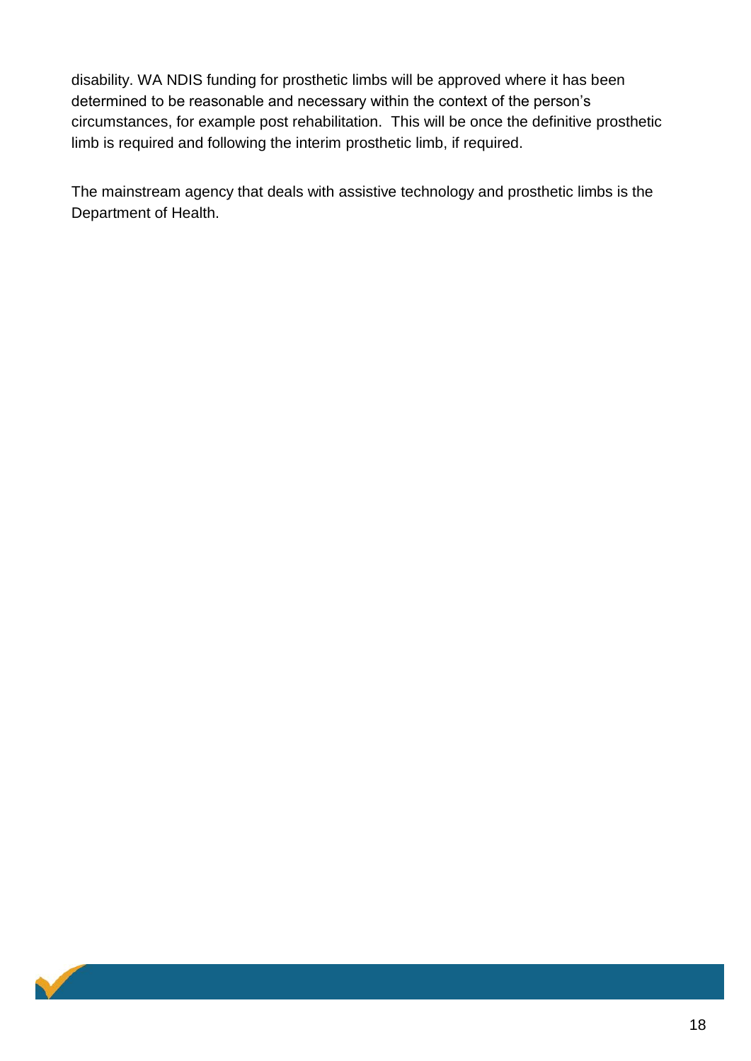disability. WA NDIS funding for prosthetic limbs will be approved where it has been determined to be reasonable and necessary within the context of the person's circumstances, for example post rehabilitation. This will be once the definitive prosthetic limb is required and following the interim prosthetic limb, if required.

The mainstream agency that deals with assistive technology and prosthetic limbs is the Department of Health.